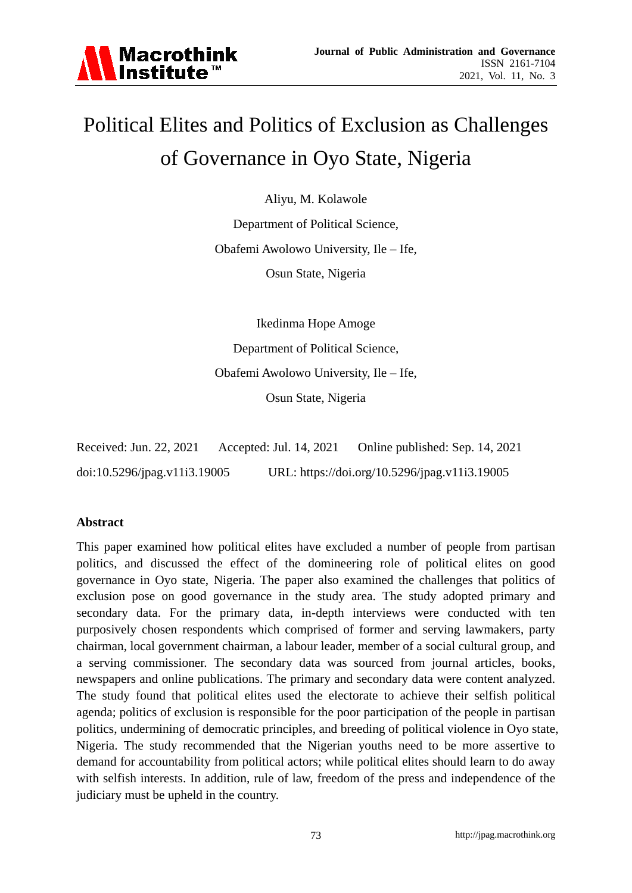# Political Elites and Politics of Exclusion as Challenges of Governance in Oyo State, Nigeria

Aliyu, M. Kolawole

Department of Political Science,

Obafemi Awolowo University, Ile – Ife,

Osun State, Nigeria

Ikedinma Hope Amoge

Department of Political Science,

Obafemi Awolowo University, Ile – Ife,

Osun State, Nigeria

Received: Jun. 22, 2021 Accepted: Jul. 14, 2021 Online published: Sep. 14, 2021

doi:10.5296/jpag.v11i3.19005 URL: https://doi.org/10.5296/jpag.v11i3.19005

## Abstract

This paper examined how political elites have excluded a number of people from partisan politics, and discussed the effect of the domineering role of political elites on good governance in Oyo state, Nigeria. The paper also examined the challenges that politics of exclusion pose on good governance in the study area. The study adopted primary and secondary data. For the primary data, in-depth interviews were conducted with ten purposively chosen respondents which comprised of former and serving lawmakers, party chairman, local government chairman, a labour leader, member of a social cultural group, and a serving commissioner. The secondary data was sourced from journal articles, books, newspapers and online publications. The primary and secondary data were content analyzed. The study found that political elites used the electorate to achieve their selfish political agenda; politics of exclusion is responsible for the poor participation of the people in partisan politics, undermining of democratic principles, and breeding of political violence in Oyo state, Nigeria. The study recommended that the Nigerian youths need to be more assertive to demand for accountability from political actors; while political elites should learn to do away with selfish interests. In addition, rule of law, freedom of the press and independence of the judiciary must be upheld in the country.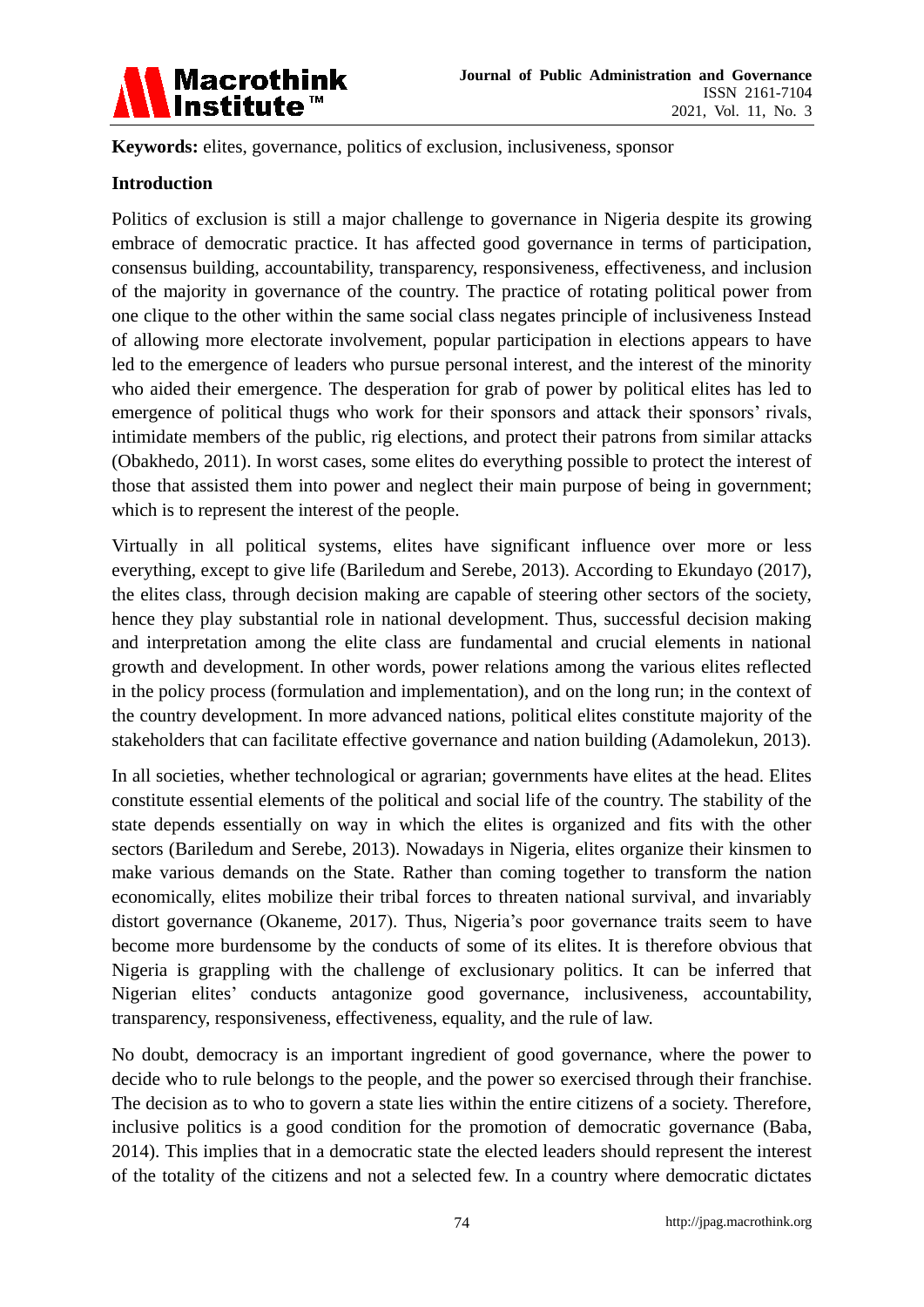**Keywords:** elites, governance, politics of exclusion, inclusiveness, sponsor

## Introduction

Politics of exclusion is still a major challenge to governance in Nigeria despite its growing embrace of democratic practice. It has affected good governance in terms of participation, consensus building, accountability, transparency, responsiveness, effectiveness, and inclusion of the majority in governance of the country. The practice of rotating political power from one clique to the other within the same social class negates principle of inclusiveness Instead of allowing more electorate involvement, popular participation in elections appears to have led to the emergence of leaders who pursue personal interest, and the interest of the minority who aided their emergence. The desperation for grab of power by political elites has led to emergence of political thugs who work for their sponsors and attack their sponsors' rivals, intimidate members of the public, rig elections, and protect their patrons from similar attacks (Obakhedo, 2011). In worst cases, some elites do everything possible to protect the interest of those that assisted them into power and neglect their main purpose of being in government; which is to represent the interest of the people.

Virtually in all political systems, elites have significant influence over more or less everything, except to give life (Bariledum and Serebe, 2013). According to Ekundayo (2017), the elites class, through decision making are capable of steering other sectors of the society, hence they play substantial role in national development. Thus, successful decision making and interpretation among the elite class are fundamental and crucial elements in national growth and development. In other words, power relations among the various elites reflected in the policy process (formulation and implementation), and on the long run; in the context of the country development. In more advanced nations, political elites constitute majority of the stakeholders that can facilitate effective governance and nation building (Adamolekun, 2013).

In all societies, whether technological or agrarian; governments have elites at the head. Elites constitute essential elements of the political and social life of the country. The stability of the state depends essentially on way in which the elites is organized and fits with the other sectors (Bariledum and Serebe, 2013). Nowadays in Nigeria, elites organize their kinsmen to make various demands on the State. Rather than coming together to transform the nation economically, elites mobilize their tribal forces to threaten national survival, and invariably distort governance (Okaneme, 2017). Thus, Nigeria's poor governance traits seem to have become more burdensome by the conducts of some of its elites. It is therefore obvious that Nigeria is grappling with the challenge of exclusionary politics. It can be inferred that Nigerian elites' conducts antagonize good governance, inclusiveness, accountability, transparency, responsiveness, effectiveness, equality, and the rule of law.

No doubt, democracy is an important ingredient of good governance, where the power to decide who to rule belongs to the people, and the power so exercised through their franchise. The decision as to who to govern a state lies within the entire citizens of a society. Therefore, inclusive politics is a good condition for the promotion of democratic governance (Baba, 2014). This implies that in a democratic state the elected leaders should represent the interest of the totality of the citizens and not a selected few. In a country where democratic dictates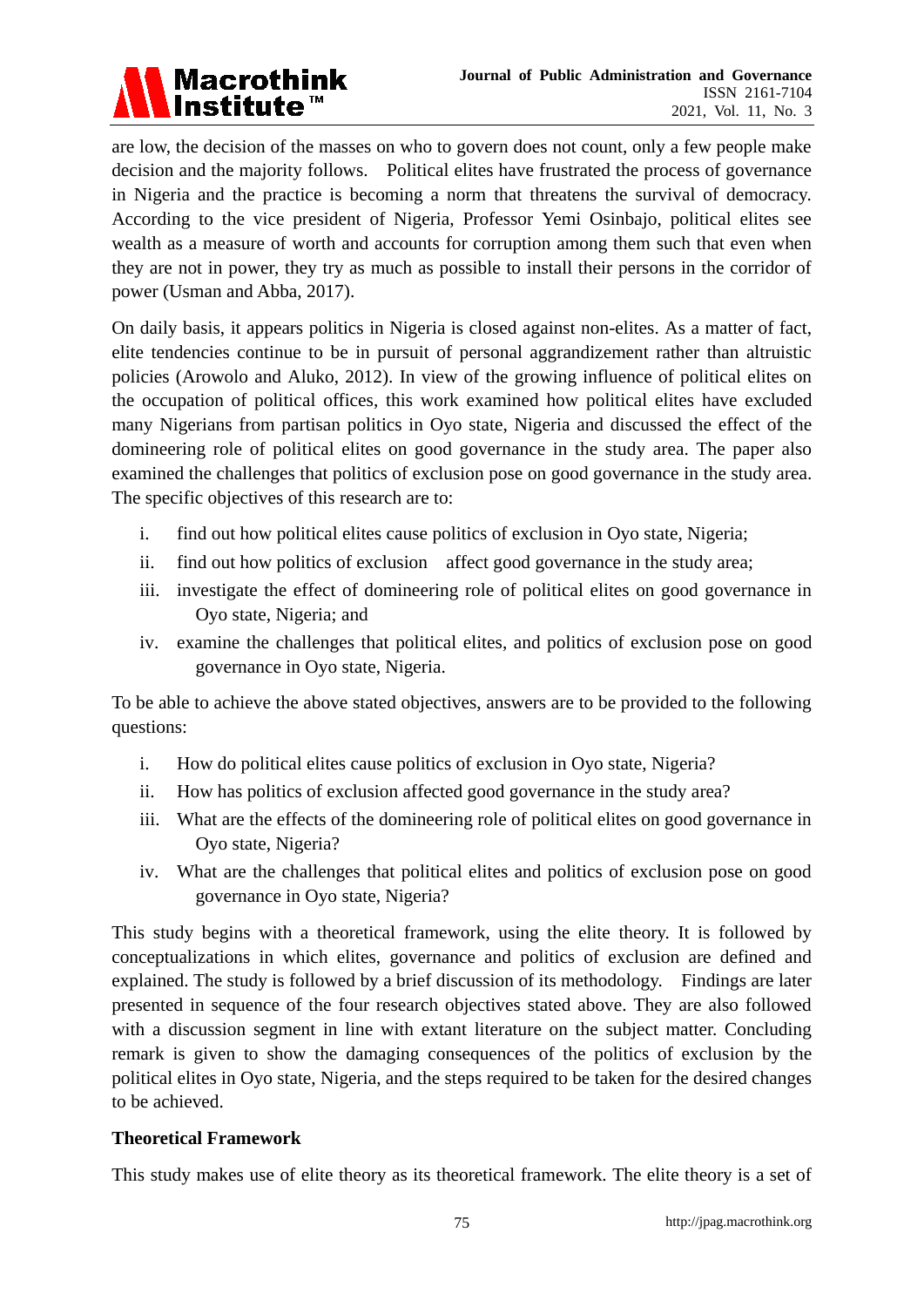are low, the decision of the masses on who to govern does not count, only a few people make decision and the majority follows. Political elites have frustrated the process of governance in Nigeria and the practice is becoming a norm that threatens the survival of democracy. According to the vice president of Nigeria, Professor Yemi Osinbajo, political elites see wealth as a measure of worth and accounts for corruption among them such that even when they are not in power, they try as much as possible to install their persons in the corridor of power (Usman and Abba, 2017).

On daily basis, it appears politics in Nigeria is closed against non-elites. As a matter of fact, elite tendencies continue to be in pursuit of personal aggrandizement rather than altruistic policies (Arowolo and Aluko, 2012). In view of the growing influence of political elites on the occupation of political offices, this work examined how political elites have excluded many Nigerians from partisan politics in Oyo state, Nigeria and discussed the effect of the domineering role of political elites on good governance in the study area. The paper also examined the challenges that politics of exclusion pose on good governance in the study area. The specific objectives of this research are to:

i. find out how political elites cause politics of exclusion in Oyo state, Nigeria;
ii. find out how politics of exclusion affect good governance in the study area;
iii. investigate the effect of domineering role of political elites on good governance in Oyo state, Nigeria; and
iv. examine the challenges that political elites, and politics of exclusion pose on good governance in Oyo state, Nigeria.

To be able to achieve the above stated objectives, answers are to be provided to the following questions:

i. How do political elites cause politics of exclusion in Oyo state, Nigeria?
ii. How has politics of exclusion affected good governance in the study area?
iii. What are the effects of the domineering role of political elites on good governance in Oyo state, Nigeria?
iv. What are the challenges that political elites and politics of exclusion pose on good governance in Oyo state, Nigeria?

This study begins with a theoretical framework, using the elite theory. It is followed by conceptualizations in which elites, governance and politics of exclusion are defined and explained. The study is followed by a brief discussion of its methodology. Findings are later presented in sequence of the four research objectives stated above. They are also followed with a discussion segment in line with extant literature on the subject matter. Concluding remark is given to show the damaging consequences of the politics of exclusion by the political elites in Oyo state, Nigeria, and the steps required to be taken for the desired changes to be achieved.

**Theoretical Framework**

This study makes use of elite theory as its theoretical framework. The elite theory is a set of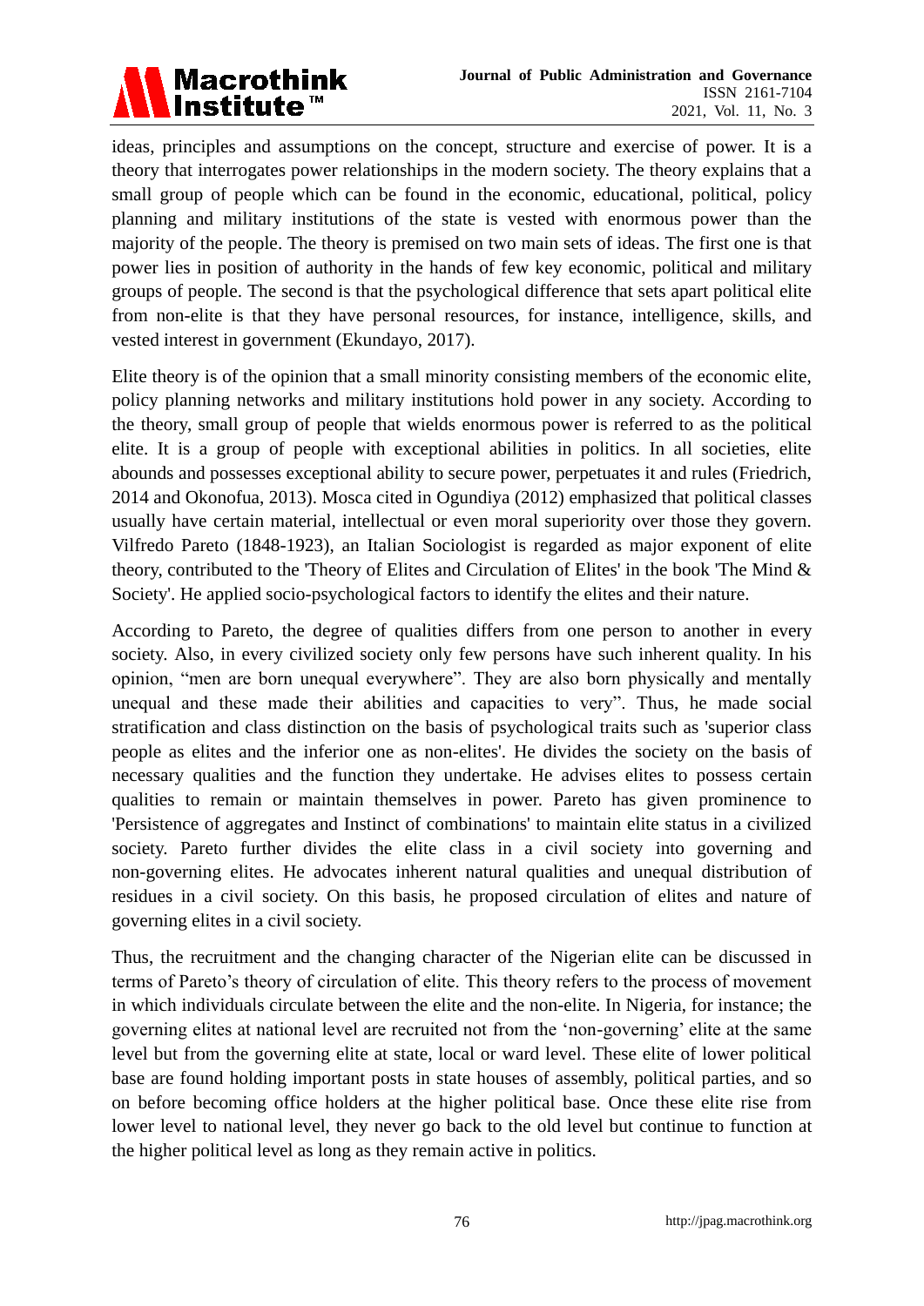ideas, principles and assumptions on the concept, structure and exercise of power. It is a theory that interrogates power relationships in the modern society. The theory explains that a small group of people which can be found in the economic, educational, political, policy planning and military institutions of the state is vested with enormous power than the majority of the people. The theory is premised on two main sets of ideas. The first one is that power lies in position of authority in the hands of few key economic, political and military groups of people. The second is that the psychological difference that sets apart political elite from non-elite is that they have personal resources, for instance, intelligence, skills, and vested interest in government (Ekundayo, 2017).

Elite theory is of the opinion that a small minority consisting members of the economic elite, policy planning networks and military institutions hold power in any society. According to the theory, small group of people that wields enormous power is referred to as the political elite. It is a group of people with exceptional abilities in politics. In all societies, elite abounds and possesses exceptional ability to secure power, perpetuates it and rules (Friedrich, 2014 and Okonofua, 2013). Mosca cited in Ogundiya (2012) emphasized that political classes usually have certain material, intellectual or even moral superiority over those they govern. Vilfredo Pareto (1848-1923), an Italian Sociologist is regarded as major exponent of elite theory, contributed to the 'Theory of Elites and Circulation of Elites' in the book 'The Mind & Society'. He applied socio-psychological factors to identify the elites and their nature.

According to Pareto, the degree of qualities differs from one person to another in every society. Also, in every civilized society only few persons have such inherent quality. In his opinion, "men are born unequal everywhere". They are also born physically and mentally unequal and these made their abilities and capacities to very". Thus, he made social stratification and class distinction on the basis of psychological traits such as 'superior class people as elites and the inferior one as non-elites'. He divides the society on the basis of necessary qualities and the function they undertake. He advises elites to possess certain qualities to remain or maintain themselves in power. Pareto has given prominence to 'Persistence of aggregates and Instinct of combinations' to maintain elite status in a civilized society. Pareto further divides the elite class in a civil society into governing and non-governing elites. He advocates inherent natural qualities and unequal distribution of residues in a civil society. On this basis, he proposed circulation of elites and nature of governing elites in a civil society.

Thus, the recruitment and the changing character of the Nigerian elite can be discussed in terms of Pareto's theory of circulation of elite. This theory refers to the process of movement in which individuals circulate between the elite and the non-elite. In Nigeria, for instance; the governing elites at national level are recruited not from the 'non-governing' elite at the same level but from the governing elite at state, local or ward level. These elite of lower political base are found holding important posts in state houses of assembly, political parties, and so on before becoming office holders at the higher political base. Once these elite rise from lower level to national level, they never go back to the old level but continue to function at the higher political level as long as they remain active in politics.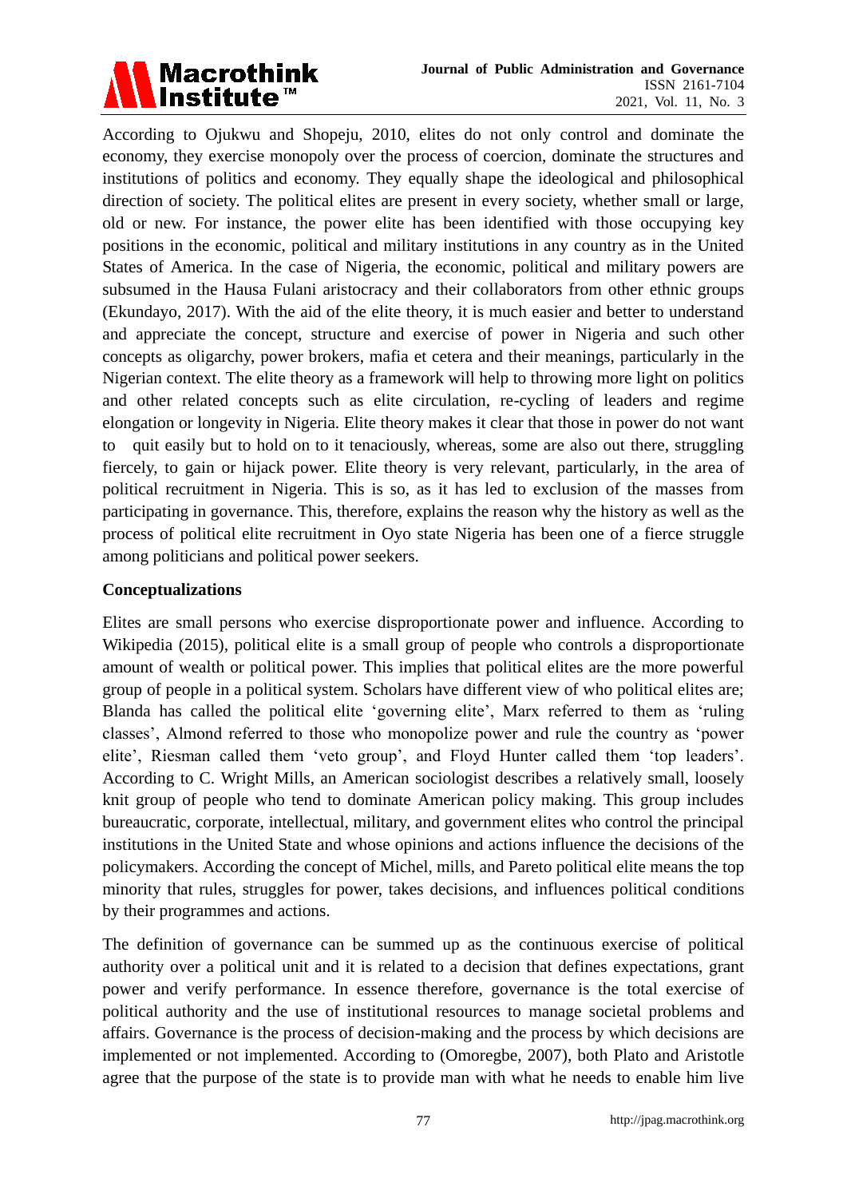According to Ojukwu and Shopeju, 2010, elites do not only control and dominate the economy, they exercise monopoly over the process of coercion, dominate the structures and institutions of politics and economy. They equally shape the ideological and philosophical direction of society. The political elites are present in every society, whether small or large, old or new. For instance, the power elite has been identified with those occupying key positions in the economic, political and military institutions in any country as in the United States of America. In the case of Nigeria, the economic, political and military powers are subsumed in the Hausa Fulani aristocracy and their collaborators from other ethnic groups (Ekundayo, 2017). With the aid of the elite theory, it is much easier and better to understand and appreciate the concept, structure and exercise of power in Nigeria and such other concepts as oligarchy, power brokers, mafia et cetera and their meanings, particularly in the Nigerian context. The elite theory as a framework will help to throwing more light on politics and other related concepts such as elite circulation, re-cycling of leaders and regime elongation or longevity in Nigeria. Elite theory makes it clear that those in power do not want to quit easily but to hold on to it tenaciously, whereas, some are also out there, struggling fiercely, to gain or hijack power. Elite theory is very relevant, particularly, in the area of political recruitment in Nigeria. This is so, as it has led to exclusion of the masses from participating in governance. This, therefore, explains the reason why the history as well as the process of political elite recruitment in Oyo state Nigeria has been one of a fierce struggle among politicians and political power seekers.

**Conceptualizations**

Elites are small persons who exercise disproportionate power and influence. According to Wikipedia (2015), political elite is a small group of people who controls a disproportionate amount of wealth or political power. This implies that political elites are the more powerful group of people in a political system. Scholars have different view of who political elites are; Blanda has called the political elite 'governing elite', Marx referred to them as 'ruling classes', Almond referred to those who monopolize power and rule the country as 'power elite', Riesman called them 'veto group', and Floyd Hunter called them 'top leaders'. According to C. Wright Mills, an American sociologist describes a relatively small, loosely knit group of people who tend to dominate American policy making. This group includes bureaucratic, corporate, intellectual, military, and government elites who control the principal institutions in the United State and whose opinions and actions influence the decisions of the policymakers. According the concept of Michel, mills, and Pareto political elite means the top minority that rules, struggles for power, takes decisions, and influences political conditions by their programmes and actions.

The definition of governance can be summed up as the continuous exercise of political authority over a political unit and it is related to a decision that defines expectations, grant power and verify performance. In essence therefore, governance is the total exercise of political authority and the use of institutional resources to manage societal problems and affairs. Governance is the process of decision-making and the process by which decisions are implemented or not implemented. According to (Omoregbe, 2007), both Plato and Aristotle agree that the purpose of the state is to provide man with what he needs to enable him live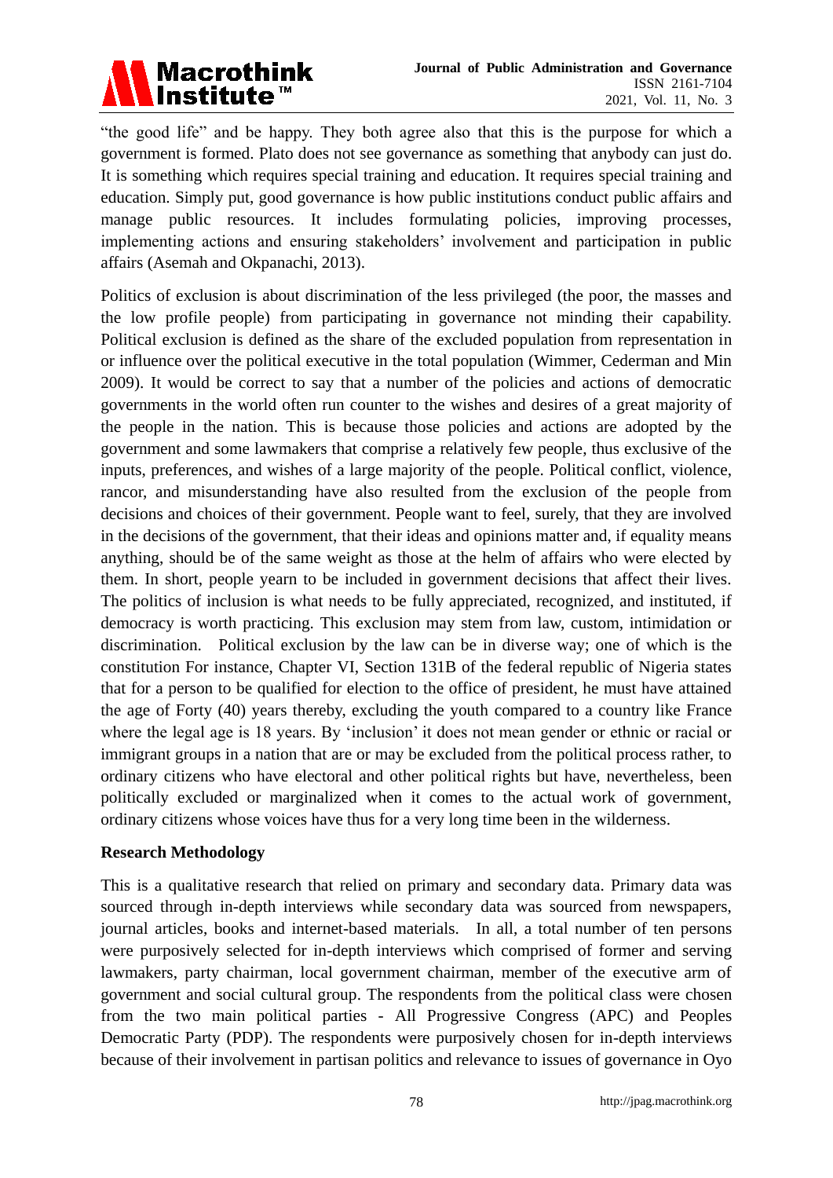"the good life" and be happy. They both agree also that this is the purpose for which a government is formed. Plato does not see governance as something that anybody can just do. It is something which requires special training and education. It requires special training and education. Simply put, good governance is how public institutions conduct public affairs and manage public resources. It includes formulating policies, improving processes, implementing actions and ensuring stakeholders' involvement and participation in public affairs (Asemah and Okpanachi, 2013).

Politics of exclusion is about discrimination of the less privileged (the poor, the masses and the low profile people) from participating in governance not minding their capability. Political exclusion is defined as the share of the excluded population from representation in or influence over the political executive in the total population (Wimmer, Cederman and Min 2009). It would be correct to say that a number of the policies and actions of democratic governments in the world often run counter to the wishes and desires of a great majority of the people in the nation. This is because those policies and actions are adopted by the government and some lawmakers that comprise a relatively few people, thus exclusive of the inputs, preferences, and wishes of a large majority of the people. Political conflict, violence, rancor, and misunderstanding have also resulted from the exclusion of the people from decisions and choices of their government. People want to feel, surely, that they are involved in the decisions of the government, that their ideas and opinions matter and, if equality means anything, should be of the same weight as those at the helm of affairs who were elected by them. In short, people yearn to be included in government decisions that affect their lives. The politics of inclusion is what needs to be fully appreciated, recognized, and instituted, if democracy is worth practicing. This exclusion may stem from law, custom, intimidation or discrimination. Political exclusion by the law can be in diverse way; one of which is the constitution For instance, Chapter VI, Section 131B of the federal republic of Nigeria states that for a person to be qualified for election to the office of president, he must have attained the age of Forty (40) years thereby, excluding the youth compared to a country like France where the legal age is 18 years. By 'inclusion' it does not mean gender or ethnic or racial or immigrant groups in a nation that are or may be excluded from the political process rather, to ordinary citizens who have electoral and other political rights but have, nevertheless, been politically excluded or marginalized when it comes to the actual work of government, ordinary citizens whose voices have thus for a very long time been in the wilderness.

## Research Methodology

This is a qualitative research that relied on primary and secondary data. Primary data was sourced through in-depth interviews while secondary data was sourced from newspapers, journal articles, books and internet-based materials. In all, a total number of ten persons were purposively selected for in-depth interviews which comprised of former and serving lawmakers, party chairman, local government chairman, member of the executive arm of government and social cultural group. The respondents from the political class were chosen from the two main political parties - All Progressive Congress (APC) and Peoples Democratic Party (PDP). The respondents were purposively chosen for in-depth interviews because of their involvement in partisan politics and relevance to issues of governance in Oyo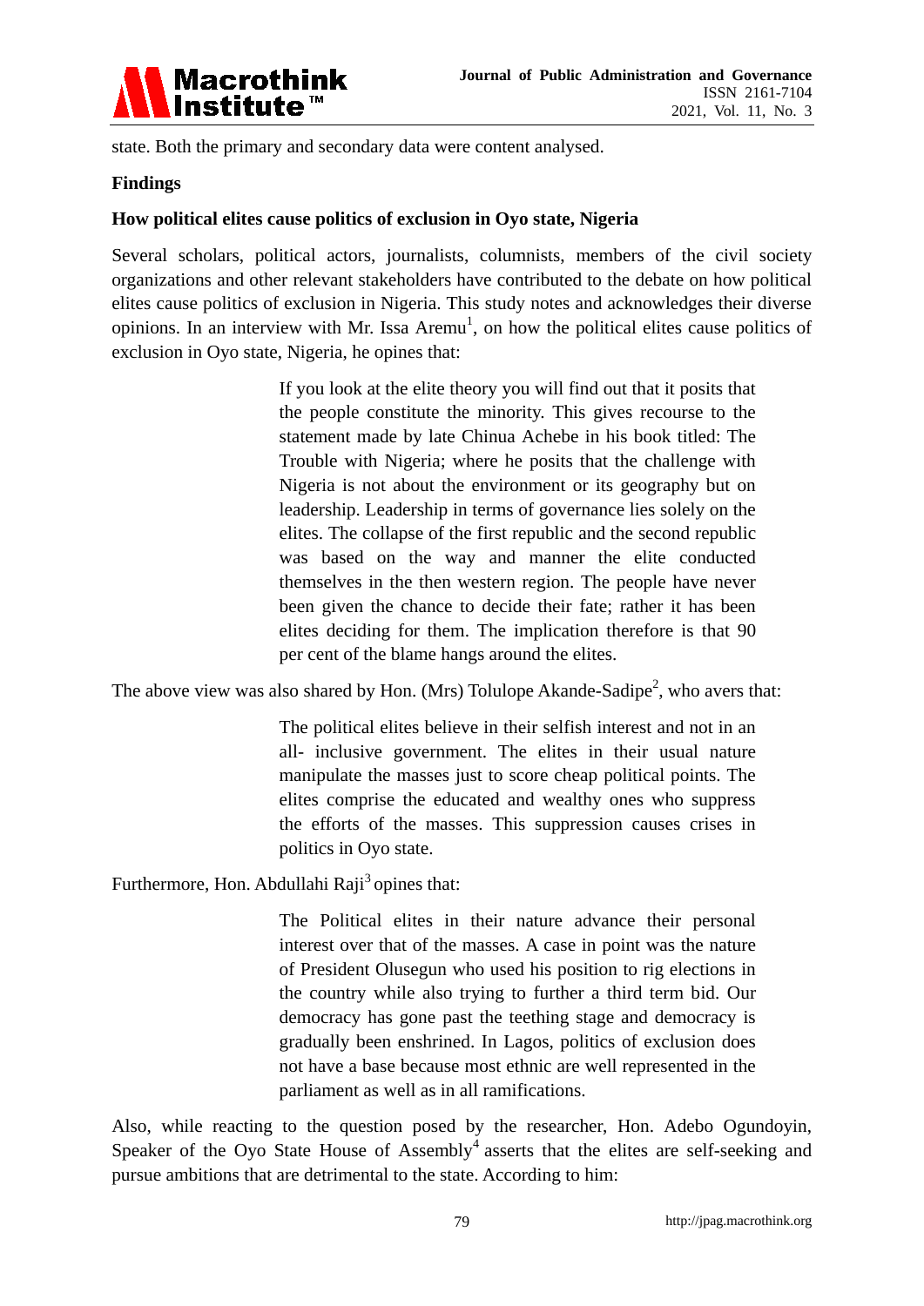state. Both the primary and secondary data were content analysed.

## Findings

### How political elites cause politics of exclusion in Oyo state, Nigeria

Several scholars, political actors, journalists, columnists, members of the civil society organizations and other relevant stakeholders have contributed to the debate on how political elites cause politics of exclusion in Nigeria. This study notes and acknowledges their diverse opinions. In an interview with Mr. Issa Aremu[1], on how the political elites cause politics of exclusion in Oyo state, Nigeria, he opines that:

> If you look at the elite theory you will find out that it posits that the people constitute the minority. This gives recourse to the statement made by late Chinua Achebe in his book titled: The Trouble with Nigeria; where he posits that the challenge with Nigeria is not about the environment or its geography but on leadership. Leadership in terms of governance lies solely on the elites. The collapse of the first republic and the second republic was based on the way and manner the elite conducted themselves in the then western region. The people have never been given the chance to decide their fate; rather it has been elites deciding for them. The implication therefore is that 90 per cent of the blame hangs around the elites.

The above view was also shared by Hon. (Mrs) Tolulope Akande-Sadipe[2], who avers that:

> The political elites believe in their selfish interest and not in an all- inclusive government. The elites in their usual nature manipulate the masses just to score cheap political points. The elites comprise the educated and wealthy ones who suppress the efforts of the masses. This suppression causes crises in politics in Oyo state.

Furthermore, Hon. Abdullahi Raji[3] opines that:

> The Political elites in their nature advance their personal interest over that of the masses. A case in point was the nature of President Olusegun who used his position to rig elections in the country while also trying to further a third term bid. Our democracy has gone past the teething stage and democracy is gradually been enshrined. In Lagos, politics of exclusion does not have a base because most ethnic are well represented in the parliament as well as in all ramifications.

Also, while reacting to the question posed by the researcher, Hon. Adebo Ogundoyin, Speaker of the Oyo State House of Assembly[4] asserts that the elites are self-seeking and pursue ambitions that are detrimental to the state. According to him: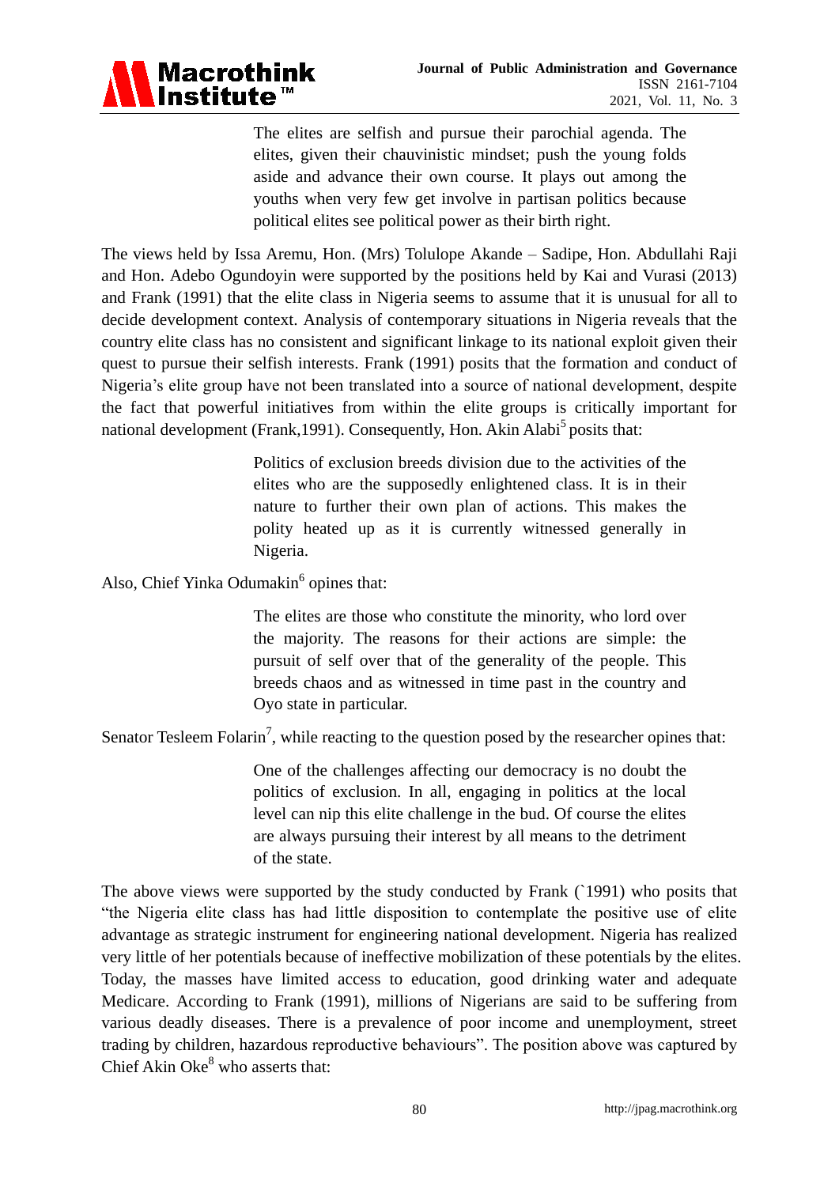> The elites are selfish and pursue their parochial agenda. The elites, given their chauvinistic mindset; push the young folds aside and advance their own course. It plays out among the youths when very few get involve in partisan politics because political elites see political power as their birth right.

The views held by Issa Aremu, Hon. (Mrs) Tolulope Akande – Sadipe, Hon. Abdullahi Raji and Hon. Adebo Ogundoyin were supported by the positions held by Kai and Vurasi (2013) and Frank (1991) that the elite class in Nigeria seems to assume that it is unusual for all to decide development context. Analysis of contemporary situations in Nigeria reveals that the country elite class has no consistent and significant linkage to its national exploit given their quest to pursue their selfish interests. Frank (1991) posits that the formation and conduct of Nigeria's elite group have not been translated into a source of national development, despite the fact that powerful initiatives from within the elite groups is critically important for national development (Frank,1991). Consequently, Hon. Akin Alabi[5] posits that:

> Politics of exclusion breeds division due to the activities of the elites who are the supposedly enlightened class. It is in their nature to further their own plan of actions. This makes the polity heated up as it is currently witnessed generally in Nigeria.

Also, Chief Yinka Odumakin[6] opines that:

> The elites are those who constitute the minority, who lord over the majority. The reasons for their actions are simple: the pursuit of self over that of the generality of the people. This breeds chaos and as witnessed in time past in the country and Oyo state in particular.

Senator Tesleem Folarin[7], while reacting to the question posed by the researcher opines that:

> One of the challenges affecting our democracy is no doubt the politics of exclusion. In all, engaging in politics at the local level can nip this elite challenge in the bud. Of course the elites are always pursuing their interest by all means to the detriment of the state.

The above views were supported by the study conducted by Frank (`1991) who posits that "the Nigeria elite class has had little disposition to contemplate the positive use of elite advantage as strategic instrument for engineering national development. Nigeria has realized very little of her potentials because of ineffective mobilization of these potentials by the elites. Today, the masses have limited access to education, good drinking water and adequate Medicare. According to Frank (1991), millions of Nigerians are said to be suffering from various deadly diseases. There is a prevalence of poor income and unemployment, street trading by children, hazardous reproductive behaviours". The position above was captured by Chief Akin Oke[8] who asserts that: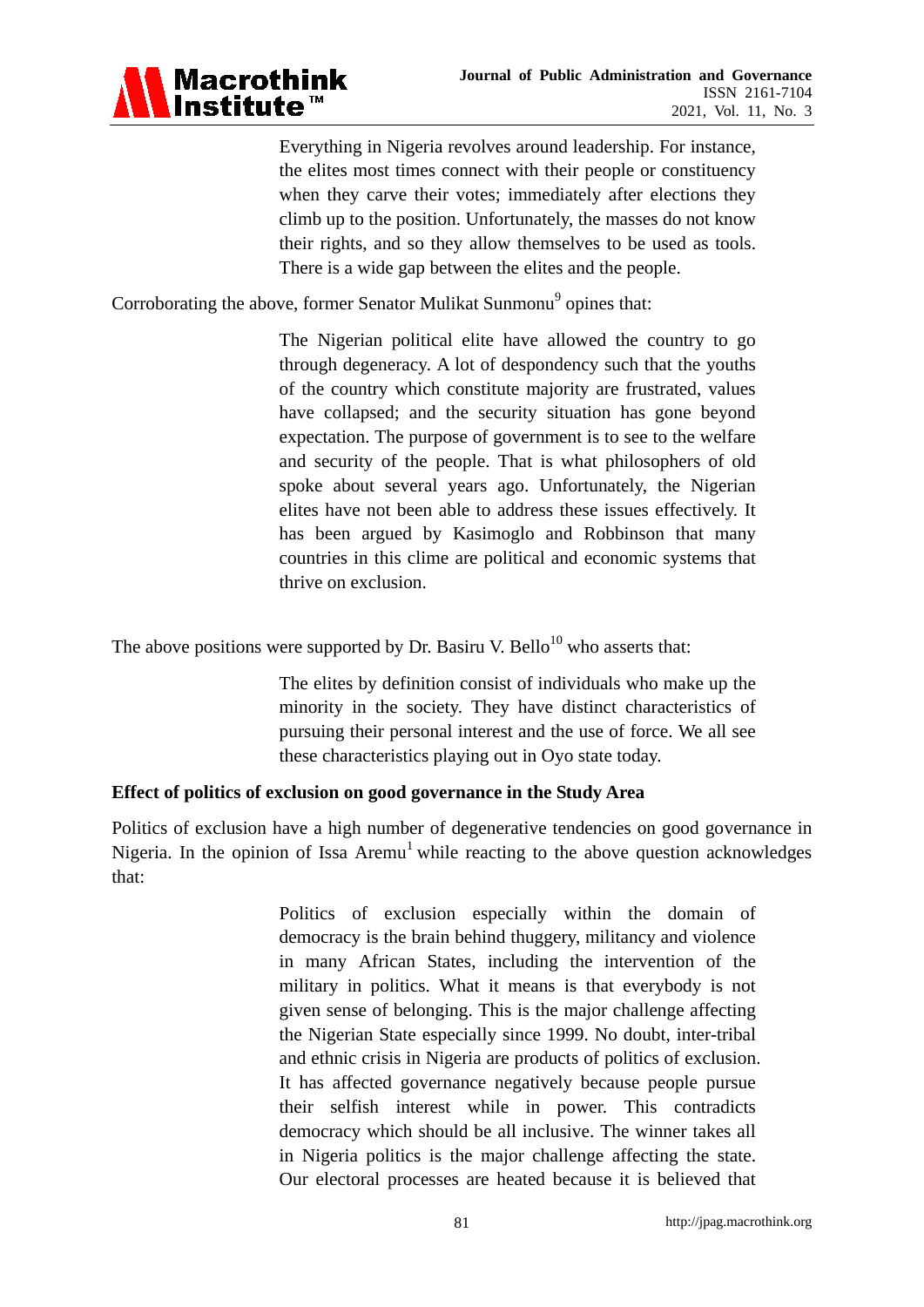> Everything in Nigeria revolves around leadership. For instance, the elites most times connect with their people or constituency when they carve their votes; immediately after elections they climb up to the position. Unfortunately, the masses do not know their rights, and so they allow themselves to be used as tools. There is a wide gap between the elites and the people.

Corroborating the above, former Senator Mulikat Sunmonu[9] opines that:

> The Nigerian political elite have allowed the country to go through degeneracy. A lot of despondency such that the youths of the country which constitute majority are frustrated, values have collapsed; and the security situation has gone beyond expectation. The purpose of government is to see to the welfare and security of the people. That is what philosophers of old spoke about several years ago. Unfortunately, the Nigerian elites have not been able to address these issues effectively. It has been argued by Kasimoglo and Robbinson that many countries in this clime are political and economic systems that thrive on exclusion.

The above positions were supported by Dr. Basiru V. Bello[10] who asserts that:

> The elites by definition consist of individuals who make up the minority in the society. They have distinct characteristics of pursuing their personal interest and the use of force. We all see these characteristics playing out in Oyo state today.

**Effect of politics of exclusion on good governance in the Study Area**

Politics of exclusion have a high number of degenerative tendencies on good governance in Nigeria. In the opinion of Issa Aremu[1] while reacting to the above question acknowledges that:

> Politics of exclusion especially within the domain of democracy is the brain behind thuggery, militancy and violence in many African States, including the intervention of the military in politics. What it means is that everybody is not given sense of belonging. This is the major challenge affecting the Nigerian State especially since 1999. No doubt, inter-tribal and ethnic crisis in Nigeria are products of politics of exclusion. It has affected governance negatively because people pursue their selfish interest while in power. This contradicts democracy which should be all inclusive. The winner takes all in Nigeria politics is the major challenge affecting the state. Our electoral processes are heated because it is believed that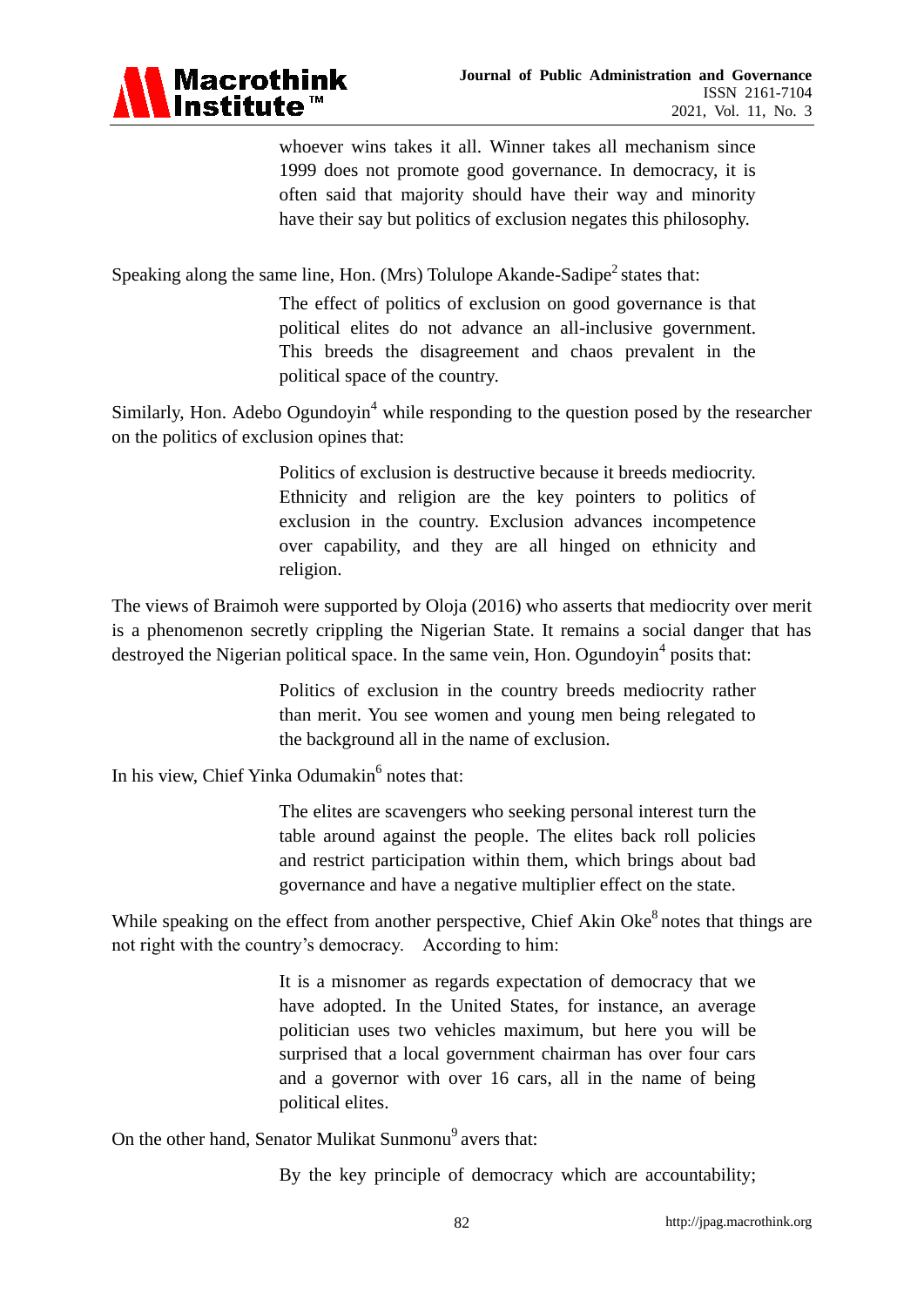> whoever wins takes it all. Winner takes all mechanism since 1999 does not promote good governance. In democracy, it is often said that majority should have their way and minority have their say but politics of exclusion negates this philosophy.

Speaking along the same line, Hon. (Mrs) Tolulope Akande-Sadipe[2] states that:

> The effect of politics of exclusion on good governance is that political elites do not advance an all-inclusive government. This breeds the disagreement and chaos prevalent in the political space of the country.

Similarly, Hon. Adebo Ogundoyin[4] while responding to the question posed by the researcher on the politics of exclusion opines that:

> Politics of exclusion is destructive because it breeds mediocrity. Ethnicity and religion are the key pointers to politics of exclusion in the country. Exclusion advances incompetence over capability, and they are all hinged on ethnicity and religion.

The views of Braimoh were supported by Oloja (2016) who asserts that mediocrity over merit is a phenomenon secretly crippling the Nigerian State. It remains a social danger that has destroyed the Nigerian political space. In the same vein, Hon. Ogundoyin[4] posits that:

> Politics of exclusion in the country breeds mediocrity rather than merit. You see women and young men being relegated to the background all in the name of exclusion.

In his view, Chief Yinka Odumakin[6] notes that:

> The elites are scavengers who seeking personal interest turn the table around against the people. The elites back roll policies and restrict participation within them, which brings about bad governance and have a negative multiplier effect on the state.

While speaking on the effect from another perspective, Chief Akin Oke[8] notes that things are not right with the country's democracy. According to him:

> It is a misnomer as regards expectation of democracy that we have adopted. In the United States, for instance, an average politician uses two vehicles maximum, but here you will be surprised that a local government chairman has over four cars and a governor with over 16 cars, all in the name of being political elites.

On the other hand, Senator Mulikat Sunmonu[9] avers that:

> By the key principle of democracy which are accountability;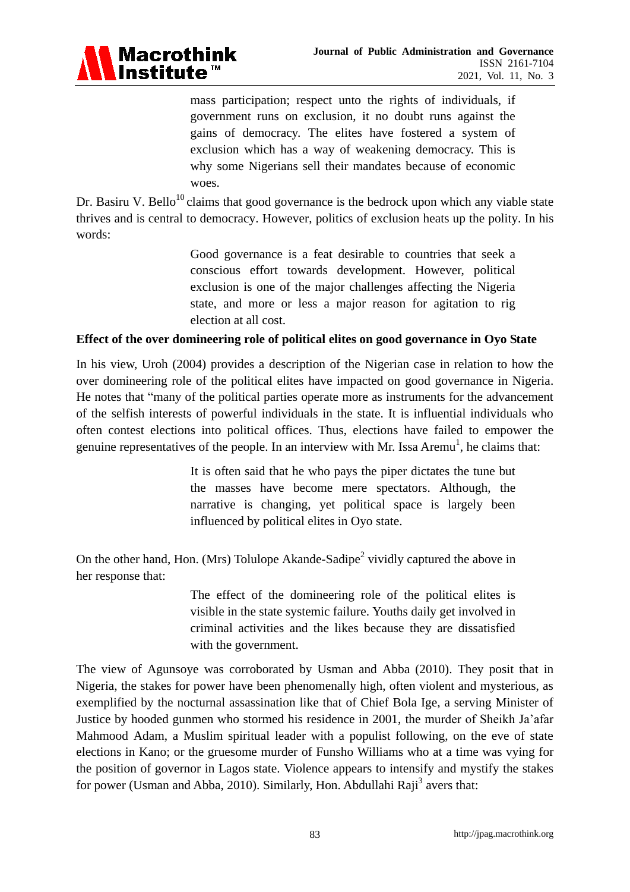> mass participation; respect unto the rights of individuals, if government runs on exclusion, it no doubt runs against the gains of democracy. The elites have fostered a system of exclusion which has a way of weakening democracy. This is why some Nigerians sell their mandates because of economic woes.

Dr. Basiru V. Bello[10] claims that good governance is the bedrock upon which any viable state thrives and is central to democracy. However, politics of exclusion heats up the polity. In his words:

> Good governance is a feat desirable to countries that seek a conscious effort towards development. However, political exclusion is one of the major challenges affecting the Nigeria state, and more or less a major reason for agitation to rig election at all cost.

**Effect of the over domineering role of political elites on good governance in Oyo State**

In his view, Uroh (2004) provides a description of the Nigerian case in relation to how the over domineering role of the political elites have impacted on good governance in Nigeria. He notes that "many of the political parties operate more as instruments for the advancement of the selfish interests of powerful individuals in the state. It is influential individuals who often contest elections into political offices. Thus, elections have failed to empower the genuine representatives of the people. In an interview with Mr. Issa Aremu[1], he claims that:

> It is often said that he who pays the piper dictates the tune but the masses have become mere spectators. Although, the narrative is changing, yet political space is largely been influenced by political elites in Oyo state.

On the other hand, Hon. (Mrs) Tolulope Akande-Sadipe[2] vividly captured the above in her response that:

> The effect of the domineering role of the political elites is visible in the state systemic failure. Youths daily get involved in criminal activities and the likes because they are dissatisfied with the government.

The view of Agunsoye was corroborated by Usman and Abba (2010). They posit that in Nigeria, the stakes for power have been phenomenally high, often violent and mysterious, as exemplified by the nocturnal assassination like that of Chief Bola Ige, a serving Minister of Justice by hooded gunmen who stormed his residence in 2001, the murder of Sheikh Ja'afar Mahmood Adam, a Muslim spiritual leader with a populist following, on the eve of state elections in Kano; or the gruesome murder of Funsho Williams who at a time was vying for the position of governor in Lagos state. Violence appears to intensify and mystify the stakes for power (Usman and Abba, 2010). Similarly, Hon. Abdullahi Raji[3] avers that: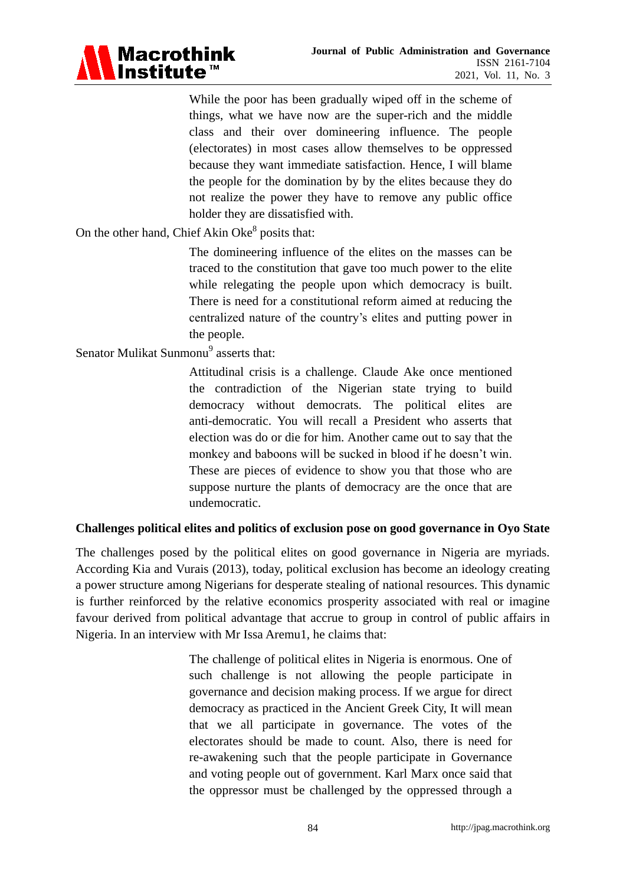> While the poor has been gradually wiped off in the scheme of things, what we have now are the super-rich and the middle class and their over domineering influence. The people (electorates) in most cases allow themselves to be oppressed because they want immediate satisfaction. Hence, I will blame the people for the domination by by the elites because they do not realize the power they have to remove any public office holder they are dissatisfied with.

On the other hand, Chief Akin Oke[8] posits that:

> The domineering influence of the elites on the masses can be traced to the constitution that gave too much power to the elite while relegating the people upon which democracy is built. There is need for a constitutional reform aimed at reducing the centralized nature of the country's elites and putting power in the people.

Senator Mulikat Sunmonu[9] asserts that:

> Attitudinal crisis is a challenge. Claude Ake once mentioned the contradiction of the Nigerian state trying to build democracy without democrats. The political elites are anti-democratic. You will recall a President who asserts that election was do or die for him. Another came out to say that the monkey and baboons will be sucked in blood if he doesn't win. These are pieces of evidence to show you that those who are suppose nurture the plants of democracy are the once that are undemocratic.

**Challenges political elites and politics of exclusion pose on good governance in Oyo State**

The challenges posed by the political elites on good governance in Nigeria are myriads. According Kia and Vurais (2013), today, political exclusion has become an ideology creating a power structure among Nigerians for desperate stealing of national resources. This dynamic is further reinforced by the relative economics prosperity associated with real or imagine favour derived from political advantage that accrue to group in control of public affairs in Nigeria. In an interview with Mr Issa Aremu1, he claims that:

> The challenge of political elites in Nigeria is enormous. One of such challenge is not allowing the people participate in governance and decision making process. If we argue for direct democracy as practiced in the Ancient Greek City, It will mean that we all participate in governance. The votes of the electorates should be made to count. Also, there is need for re-awakening such that the people participate in Governance and voting people out of government. Karl Marx once said that the oppressor must be challenged by the oppressed through a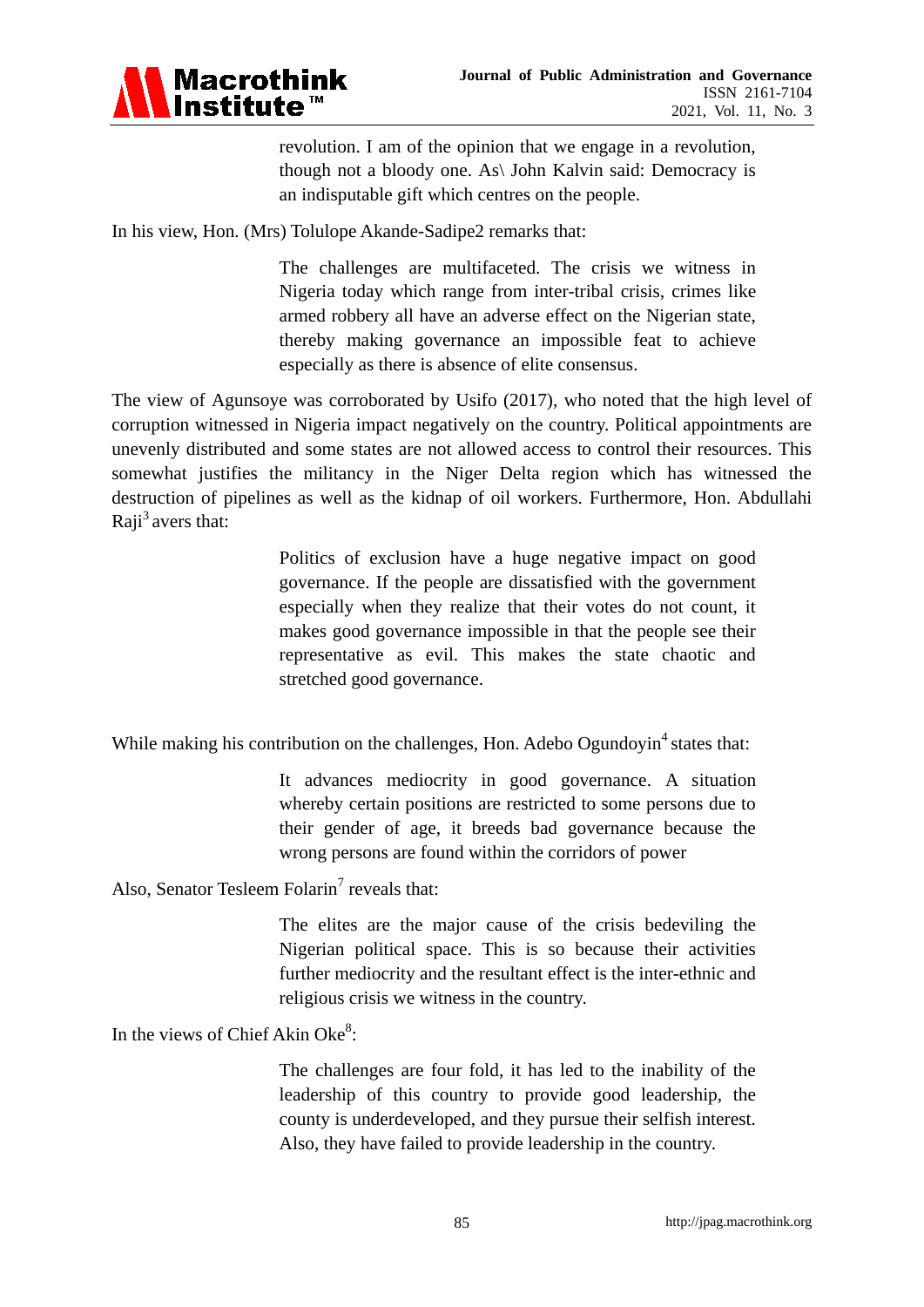> revolution. I am of the opinion that we engage in a revolution, though not a bloody one. As\ John Kalvin said: Democracy is an indisputable gift which centres on the people.

In his view, Hon. (Mrs) Tolulope Akande-Sadipe2 remarks that:

> The challenges are multifaceted. The crisis we witness in Nigeria today which range from inter-tribal crisis, crimes like armed robbery all have an adverse effect on the Nigerian state, thereby making governance an impossible feat to achieve especially as there is absence of elite consensus.

The view of Agunsoye was corroborated by Usifo (2017), who noted that the high level of corruption witnessed in Nigeria impact negatively on the country. Political appointments are unevenly distributed and some states are not allowed access to control their resources. This somewhat justifies the militancy in the Niger Delta region which has witnessed the destruction of pipelines as well as the kidnap of oil workers. Furthermore, Hon. Abdullahi Raji[3] avers that:

> Politics of exclusion have a huge negative impact on good governance. If the people are dissatisfied with the government especially when they realize that their votes do not count, it makes good governance impossible in that the people see their representative as evil. This makes the state chaotic and stretched good governance.

While making his contribution on the challenges, Hon. Adebo Ogundoyin[4] states that:

> It advances mediocrity in good governance. A situation whereby certain positions are restricted to some persons due to their gender of age, it breeds bad governance because the wrong persons are found within the corridors of power

Also, Senator Tesleem Folarin[7] reveals that:

> The elites are the major cause of the crisis bedeviling the Nigerian political space. This is so because their activities further mediocrity and the resultant effect is the inter-ethnic and religious crisis we witness in the country.

In the views of Chief Akin Oke[8]:

> The challenges are four fold, it has led to the inability of the leadership of this country to provide good leadership, the county is underdeveloped, and they pursue their selfish interest. Also, they have failed to provide leadership in the country.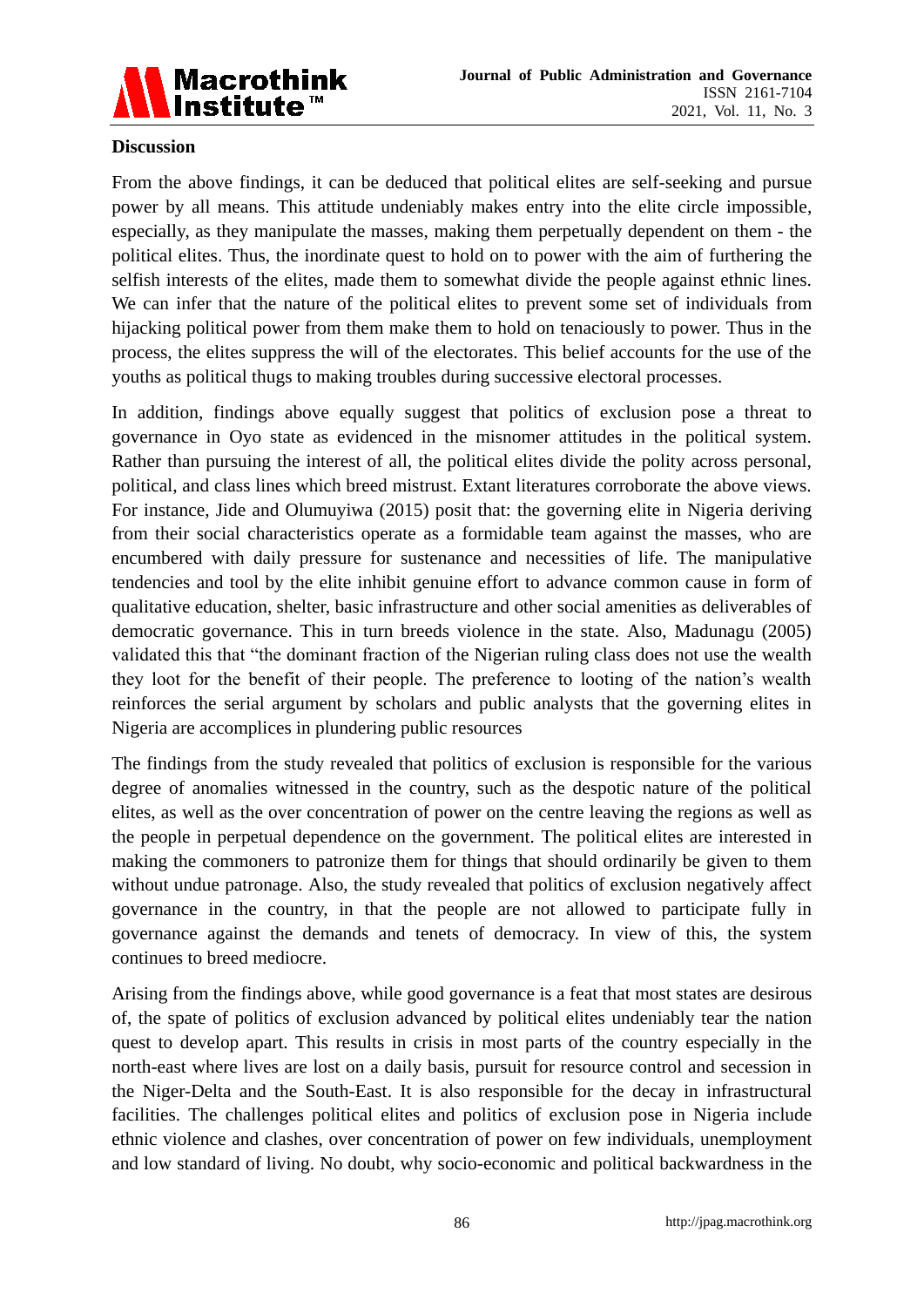**Discussion**

From the above findings, it can be deduced that political elites are self-seeking and pursue power by all means. This attitude undeniably makes entry into the elite circle impossible, especially, as they manipulate the masses, making them perpetually dependent on them - the political elites. Thus, the inordinate quest to hold on to power with the aim of furthering the selfish interests of the elites, made them to somewhat divide the people against ethnic lines. We can infer that the nature of the political elites to prevent some set of individuals from hijacking political power from them make them to hold on tenaciously to power. Thus in the process, the elites suppress the will of the electorates. This belief accounts for the use of the youths as political thugs to making troubles during successive electoral processes.

In addition, findings above equally suggest that politics of exclusion pose a threat to governance in Oyo state as evidenced in the misnomer attitudes in the political system. Rather than pursuing the interest of all, the political elites divide the polity across personal, political, and class lines which breed mistrust. Extant literatures corroborate the above views. For instance, Jide and Olumuyiwa (2015) posit that: the governing elite in Nigeria deriving from their social characteristics operate as a formidable team against the masses, who are encumbered with daily pressure for sustenance and necessities of life. The manipulative tendencies and tool by the elite inhibit genuine effort to advance common cause in form of qualitative education, shelter, basic infrastructure and other social amenities as deliverables of democratic governance. This in turn breeds violence in the state. Also, Madunagu (2005) validated this that "the dominant fraction of the Nigerian ruling class does not use the wealth they loot for the benefit of their people. The preference to looting of the nation's wealth reinforces the serial argument by scholars and public analysts that the governing elites in Nigeria are accomplices in plundering public resources

The findings from the study revealed that politics of exclusion is responsible for the various degree of anomalies witnessed in the country, such as the despotic nature of the political elites, as well as the over concentration of power on the centre leaving the regions as well as the people in perpetual dependence on the government. The political elites are interested in making the commoners to patronize them for things that should ordinarily be given to them without undue patronage. Also, the study revealed that politics of exclusion negatively affect governance in the country, in that the people are not allowed to participate fully in governance against the demands and tenets of democracy. In view of this, the system continues to breed mediocre.

Arising from the findings above, while good governance is a feat that most states are desirous of, the spate of politics of exclusion advanced by political elites undeniably tear the nation quest to develop apart. This results in crisis in most parts of the country especially in the north-east where lives are lost on a daily basis, pursuit for resource control and secession in the Niger-Delta and the South-East. It is also responsible for the decay in infrastructural facilities. The challenges political elites and politics of exclusion pose in Nigeria include ethnic violence and clashes, over concentration of power on few individuals, unemployment and low standard of living. No doubt, why socio-economic and political backwardness in the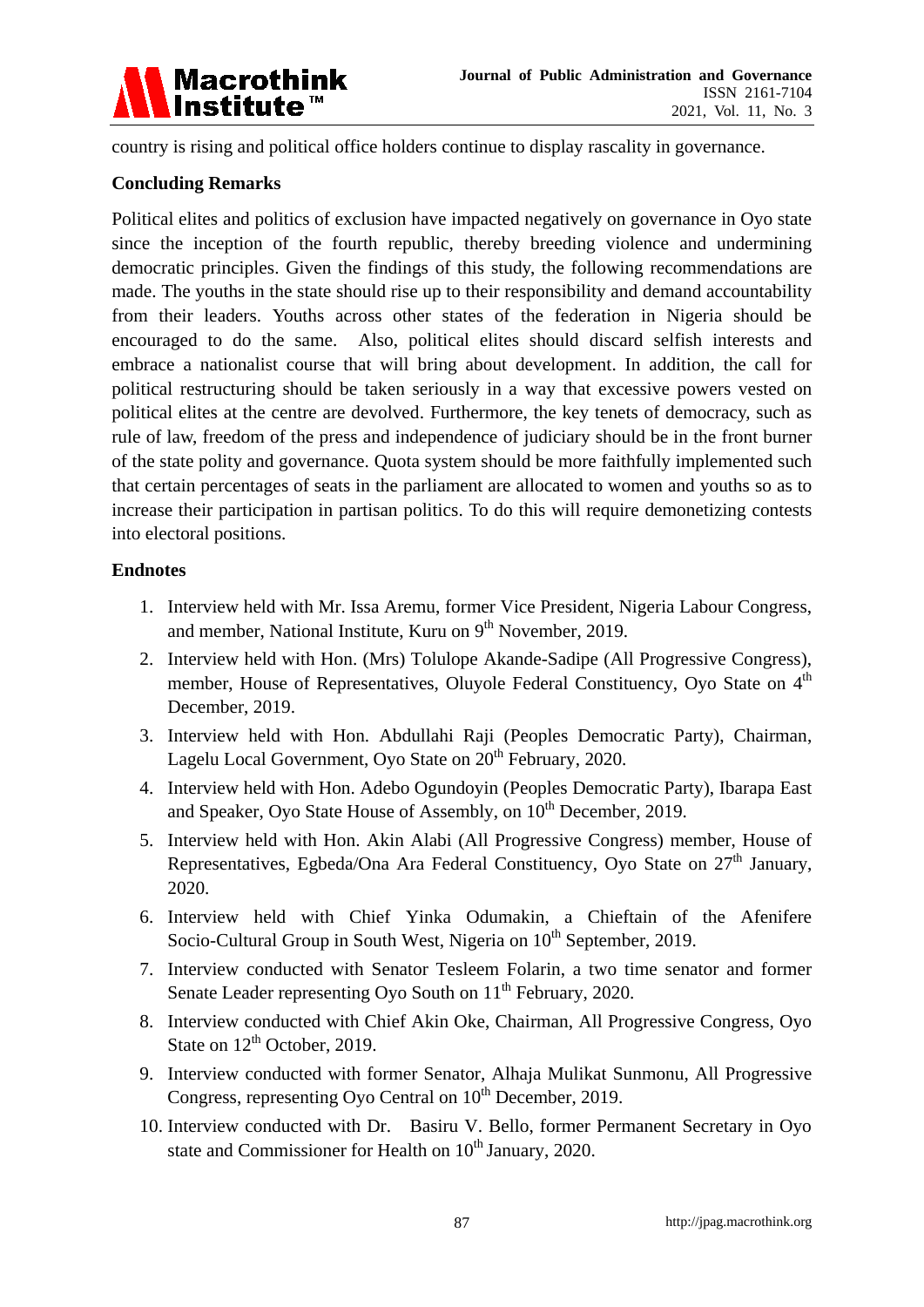country is rising and political office holders continue to display rascality in governance.

## Concluding Remarks

Political elites and politics of exclusion have impacted negatively on governance in Oyo state since the inception of the fourth republic, thereby breeding violence and undermining democratic principles. Given the findings of this study, the following recommendations are made. The youths in the state should rise up to their responsibility and demand accountability from their leaders. Youths across other states of the federation in Nigeria should be encouraged to do the same. Also, political elites should discard selfish interests and embrace a nationalist course that will bring about development. In addition, the call for political restructuring should be taken seriously in a way that excessive powers vested on political elites at the centre are devolved. Furthermore, the key tenets of democracy, such as rule of law, freedom of the press and independence of judiciary should be in the front burner of the state polity and governance. Quota system should be more faithfully implemented such that certain percentages of seats in the parliament are allocated to women and youths so as to increase their participation in partisan politics. To do this will require demonetizing contests into electoral positions.

## Endnotes

1. Interview held with Mr. Issa Aremu, former Vice President, Nigeria Labour Congress, and member, National Institute, Kuru on 9th November, 2019.
2. Interview held with Hon. (Mrs) Tolulope Akande-Sadipe (All Progressive Congress), member, House of Representatives, Oluyole Federal Constituency, Oyo State on 4th December, 2019.
3. Interview held with Hon. Abdullahi Raji (Peoples Democratic Party), Chairman, Lagelu Local Government, Oyo State on 20th February, 2020.
4. Interview held with Hon. Adebo Ogundoyin (Peoples Democratic Party), Ibarapa East and Speaker, Oyo State House of Assembly, on 10th December, 2019.
5. Interview held with Hon. Akin Alabi (All Progressive Congress) member, House of Representatives, Egbeda/Ona Ara Federal Constituency, Oyo State on 27th January, 2020.
6. Interview held with Chief Yinka Odumakin, a Chieftain of the Afenifere Socio-Cultural Group in South West, Nigeria on 10th September, 2019.
7. Interview conducted with Senator Tesleem Folarin, a two time senator and former Senate Leader representing Oyo South on 11th February, 2020.
8. Interview conducted with Chief Akin Oke, Chairman, All Progressive Congress, Oyo State on 12th October, 2019.
9. Interview conducted with former Senator, Alhaja Mulikat Sunmonu, All Progressive Congress, representing Oyo Central on 10th December, 2019.
10. Interview conducted with Dr. Basiru V. Bello, former Permanent Secretary in Oyo state and Commissioner for Health on 10th January, 2020.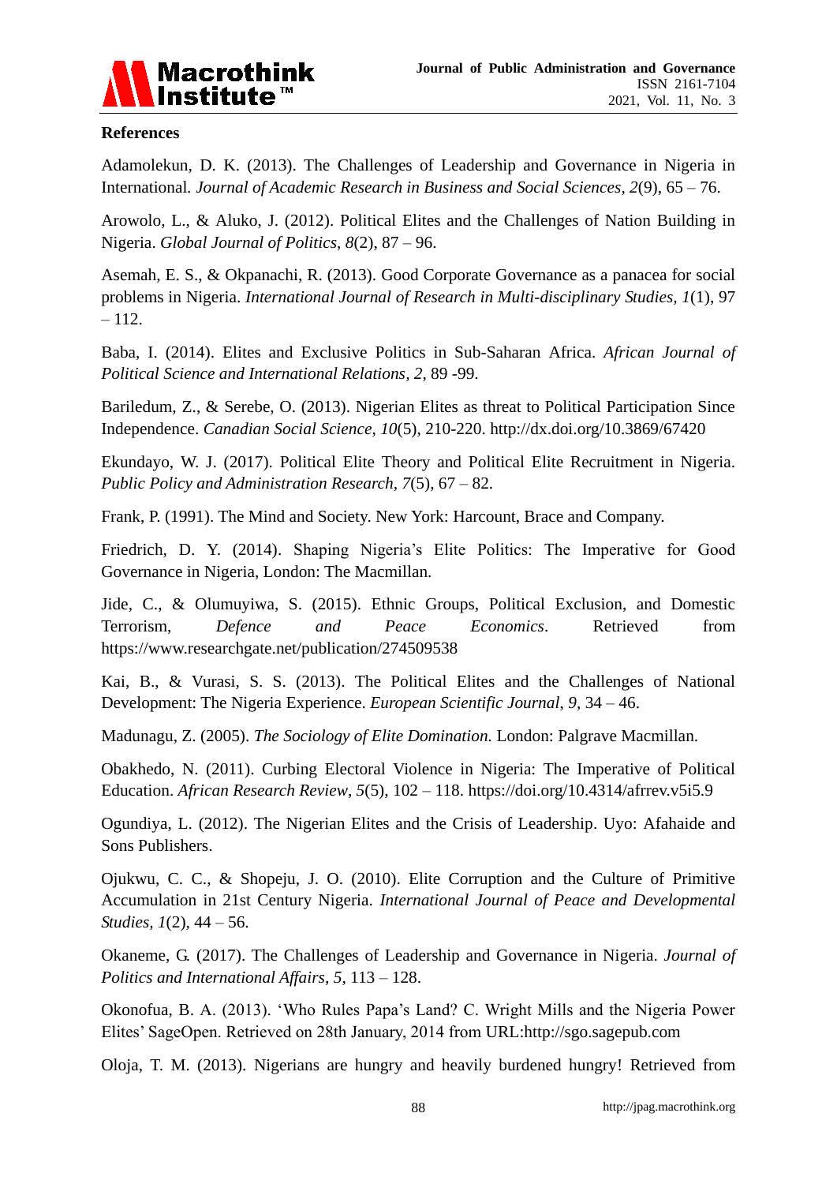## References

Adamolekun, D. K. (2013). The Challenges of Leadership and Governance in Nigeria in International. *Journal of Academic Research in Business and Social Sciences*, *2*(9), 65 – 76.

Arowolo, L., & Aluko, J. (2012). Political Elites and the Challenges of Nation Building in Nigeria. *Global Journal of Politics*, *8*(2), 87 – 96.

Asemah, E. S., & Okpanachi, R. (2013). Good Corporate Governance as a panacea for social problems in Nigeria. *International Journal of Research in Multi-disciplinary Studies, 1*(1), 97 – 112.

Baba, I. (2014). Elites and Exclusive Politics in Sub-Saharan Africa. *African Journal of Political Science and International Relations, 2*, 89 -99.

Bariledum, Z., & Serebe, O. (2013). Nigerian Elites as threat to Political Participation Since Independence. *Canadian Social Science*, *10*(5), 210-220. http://dx.doi.org/10.3869/67420

Ekundayo, W. J. (2017). Political Elite Theory and Political Elite Recruitment in Nigeria. *Public Policy and Administration Research, 7*(5), 67 – 82.

Frank, P. (1991). The Mind and Society. New York: Harcount, Brace and Company.

Friedrich, D. Y. (2014). Shaping Nigeria's Elite Politics: The Imperative for Good Governance in Nigeria, London: The Macmillan.

Jide, C., & Olumuyiwa, S. (2015). Ethnic Groups, Political Exclusion, and Domestic Terrorism, *Defence and Peace Economics*. Retrieved from https://www.researchgate.net/publication/274509538

Kai, B., & Vurasi, S. S. (2013). The Political Elites and the Challenges of National Development: The Nigeria Experience. *European Scientific Journal*, *9*, 34 – 46.

Madunagu, Z. (2005). *The Sociology of Elite Domination.* London: Palgrave Macmillan.

Obakhedo, N. (2011). Curbing Electoral Violence in Nigeria: The Imperative of Political Education. *African Research Review*, *5*(5), 102 – 118. https://doi.org/10.4314/afrrev.v5i5.9

Ogundiya, L. (2012). The Nigerian Elites and the Crisis of Leadership. Uyo: Afahaide and Sons Publishers.

Ojukwu, C. C., & Shopeju, J. O. (2010). Elite Corruption and the Culture of Primitive Accumulation in 21st Century Nigeria. *International Journal of Peace and Developmental Studies, 1*(2), 44 – 56.

Okaneme, G. (2017). The Challenges of Leadership and Governance in Nigeria. *Journal of Politics and International Affairs*, *5*, 113 – 128.

Okonofua, B. A. (2013). 'Who Rules Papa's Land? C. Wright Mills and the Nigeria Power Elites' SageOpen. Retrieved on 28th January, 2014 from URL:http://sgo.sagepub.com

Oloja, T. M. (2013). Nigerians are hungry and heavily burdened hungry! Retrieved from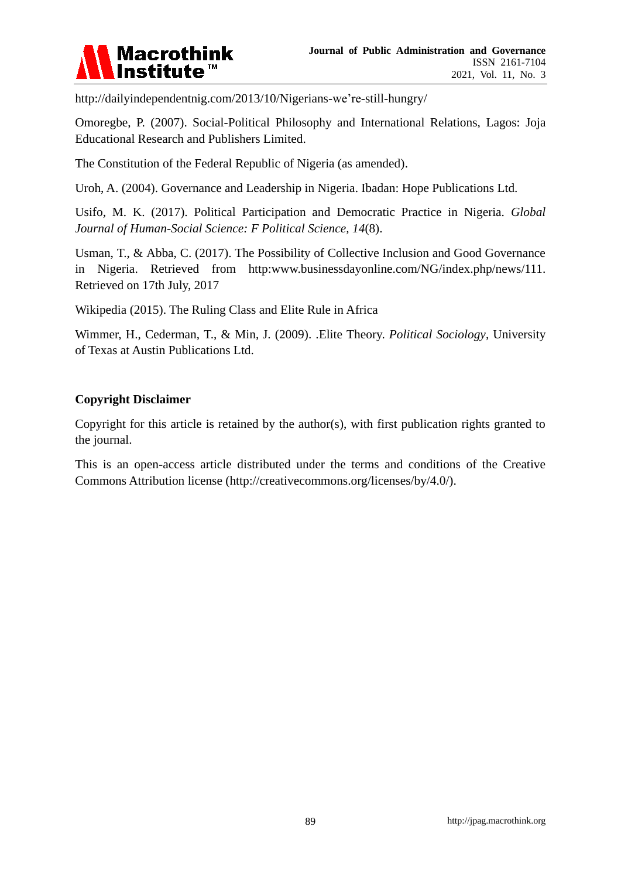http://dailyindependentnig.com/2013/10/Nigerians-we're-still-hungry/

Omoregbe, P. (2007). Social-Political Philosophy and International Relations, Lagos: Joja Educational Research and Publishers Limited.

The Constitution of the Federal Republic of Nigeria (as amended).

Uroh, A. (2004). Governance and Leadership in Nigeria. Ibadan: Hope Publications Ltd.

Usifo, M. K. (2017). Political Participation and Democratic Practice in Nigeria. *Global Journal of Human-Social Science: F Political Science, 14*(8).

Usman, T., & Abba, C. (2017). The Possibility of Collective Inclusion and Good Governance in Nigeria. Retrieved from http:www.businessdayonline.com/NG/index.php/news/111. Retrieved on 17th July, 2017

Wikipedia (2015). The Ruling Class and Elite Rule in Africa

Wimmer, H., Cederman, T., & Min, J. (2009). .Elite Theory. *Political Sociology*, University of Texas at Austin Publications Ltd.

**Copyright Disclaimer**

Copyright for this article is retained by the author(s), with first publication rights granted to the journal.

This is an open-access article distributed under the terms and conditions of the Creative Commons Attribution license (http://creativecommons.org/licenses/by/4.0/).